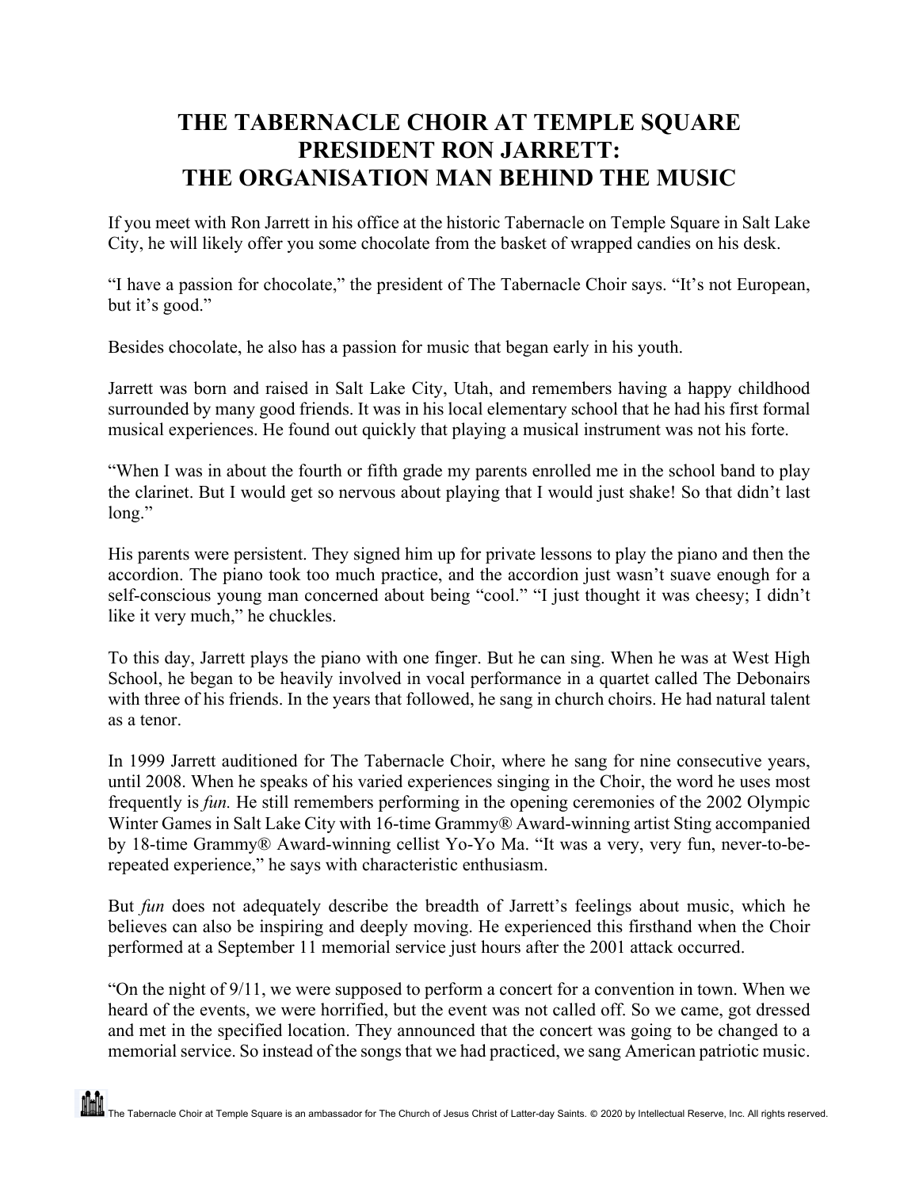# THE TABERNACLE CHOIR AT TEMPLE SQUARE PRESIDENT RON JARRETT: THE ORGANISATION MAN BEHIND THE MUSIC

If you meet with Ron Jarrett in his office at the historic Tabernacle on Temple Square in Salt Lake City, he will likely offer you some chocolate from the basket of wrapped candies on his desk.

"I have a passion for chocolate," the president of The Tabernacle Choir says. "It's not European, but it's good."

Besides chocolate, he also has a passion for music that began early in his youth.

Jarrett was born and raised in Salt Lake City, Utah, and remembers having a happy childhood surrounded by many good friends. It was in his local elementary school that he had his first formal musical experiences. He found out quickly that playing a musical instrument was not his forte.

"When I was in about the fourth or fifth grade my parents enrolled me in the school band to play the clarinet. But I would get so nervous about playing that I would just shake! So that didn't last long."

His parents were persistent. They signed him up for private lessons to play the piano and then the accordion. The piano took too much practice, and the accordion just wasn't suave enough for a self-conscious young man concerned about being "cool." "I just thought it was cheesy; I didn't like it very much," he chuckles.

To this day, Jarrett plays the piano with one finger. But he can sing. When he was at West High School, he began to be heavily involved in vocal performance in a quartet called The Debonairs with three of his friends. In the years that followed, he sang in church choirs. He had natural talent as a tenor.

In 1999 Jarrett auditioned for The Tabernacle Choir, where he sang for nine consecutive years, until 2008. When he speaks of his varied experiences singing in the Choir, the word he uses most frequently is *fun.* He still remembers performing in the opening ceremonies of the 2002 Olympic Winter Games in Salt Lake City with 16-time Grammy® Award-winning artist Sting accompanied by 18-time Grammy® Award-winning cellist Yo-Yo Ma. "It was a very, very fun, never-to-be-repeated experience," he says with characteristic enthusiasm.

But *fun* does not adequately describe the breadth of Jarrett's feelings about music, which he believes can also be inspiring and deeply moving. He experienced this firsthand when the Choir performed at a September 11 memorial service just hours after the 2001 attack occurred.

"On the night of 9/11, we were supposed to perform a concert for a convention in town. When we heard of the events, we were horrified, but the event was not called off. So we came, got dressed and met in the specified location. They announced that the concert was going to be changed to a memorial service. So instead of the songs that we had practiced, we sang American patriotic music.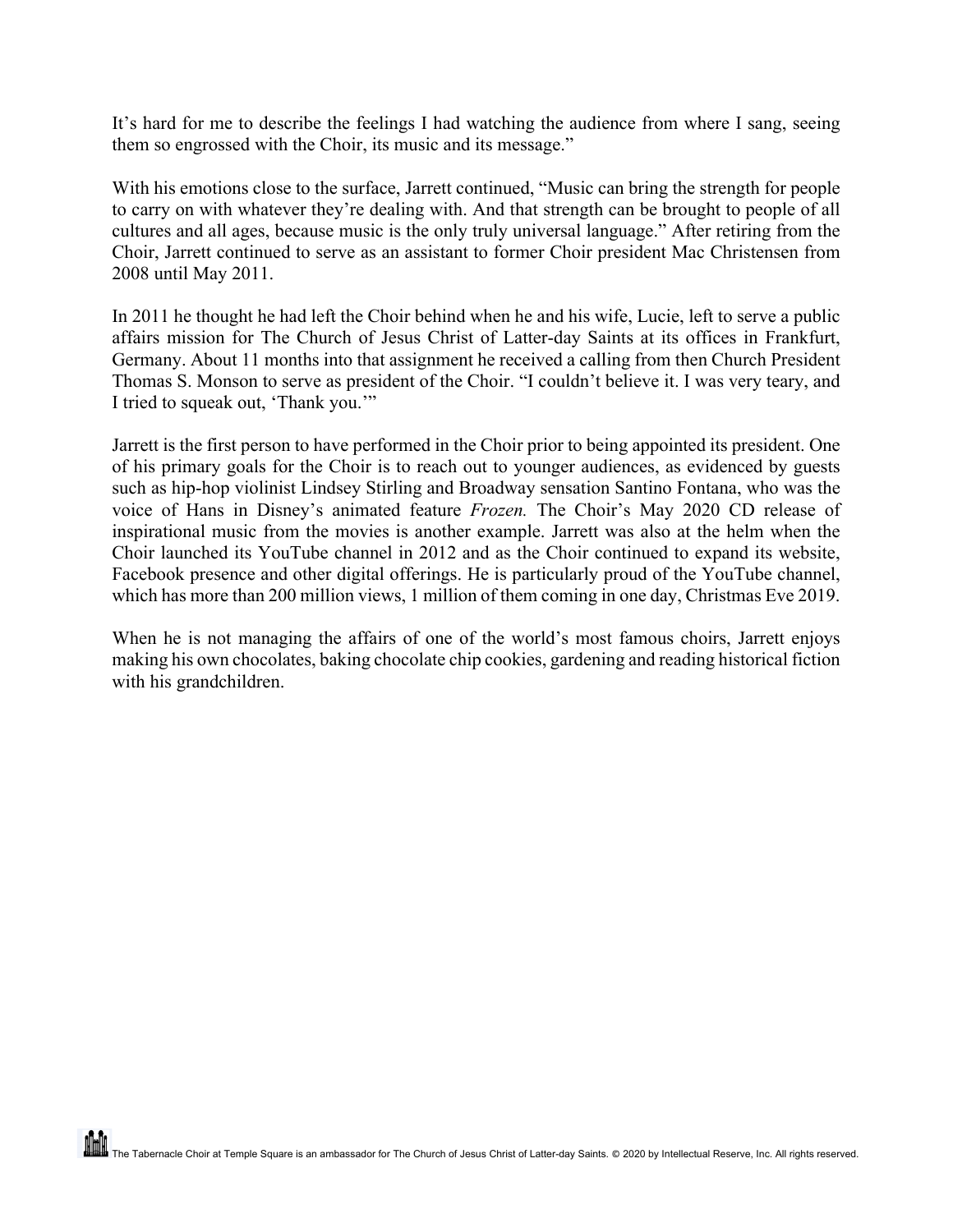It’s hard for me to describe the feelings I had watching the audience from where I sang, seeing them so engrossed with the Choir, its music and its message.”

With his emotions close to the surface, Jarrett continued, “Music can bring the strength for people to carry on with whatever they’re dealing with. And that strength can be brought to people of all cultures and all ages, because music is the only truly universal language.” After retiring from the Choir, Jarrett continued to serve as an assistant to former Choir president Mac Christensen from 2008 until May 2011.

In 2011 he thought he had left the Choir behind when he and his wife, Lucie, left to serve a public affairs mission for The Church of Jesus Christ of Latter-day Saints at its offices in Frankfurt, Germany. About 11 months into that assignment he received a calling from then Church President Thomas S. Monson to serve as president of the Choir. “I couldn’t believe it. I was very teary, and I tried to squeak out, ‘Thank you.’”

Jarrett is the first person to have performed in the Choir prior to being appointed its president. One of his primary goals for the Choir is to reach out to younger audiences, as evidenced by guests such as hip-hop violinist Lindsey Stirling and Broadway sensation Santino Fontana, who was the voice of Hans in Disney’s animated feature *Frozen.* The Choir’s May 2020 CD release of inspirational music from the movies is another example. Jarrett was also at the helm when the Choir launched its YouTube channel in 2012 and as the Choir continued to expand its website, Facebook presence and other digital offerings. He is particularly proud of the YouTube channel, which has more than 200 million views, 1 million of them coming in one day, Christmas Eve 2019.

When he is not managing the affairs of one of the world’s most famous choirs, Jarrett enjoys making his own chocolates, baking chocolate chip cookies, gardening and reading historical fiction with his grandchildren.